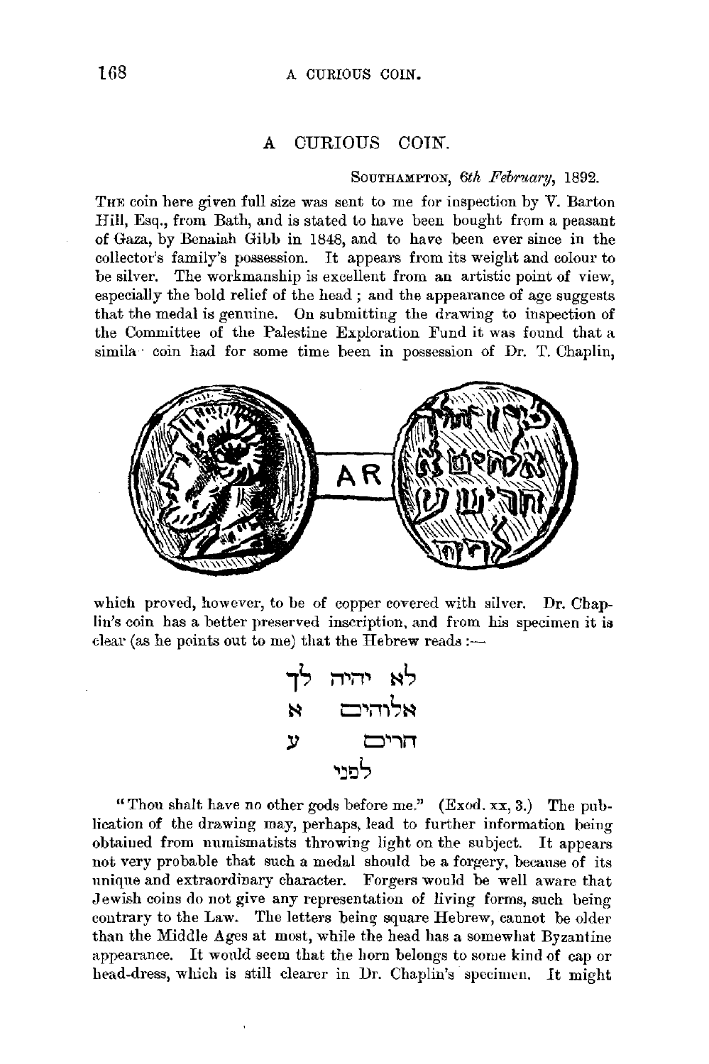# A CURIOUS COIN.

SOUTHAMPTON, *6th February*, 1892.

THE coin here given full size was sent to me for inspection by V. Barton Hill, Esq., from Bath, and is stated to have been bought from a peasant of Gaza, by Benaiah Gibb in 1848, and to have been ever since in the collector's family's possession. It appears from its weight and colour to be silver. The workmanship is excellent from an artistic point of view, especially the bold relief of the head; and the appearance of age suggests that the medal is genuine. On submitting the drawing to inspection of the Committee of the Palestine Exploration Fund it was found that a simila· coin had for some time been in possession of Dr. T. Chaplin, which proved, however, to be of copper covered with silver. Dr. Chaplin's coin has a better preserved inscription, and from his specimen it is clear (as he points out to me) that the Hebrew reads:—

לא יהיה לך
אלוהים א
חרים ע
לפני

"Thou shalt have no other gods before me." (Exod. xx, 3.) The publication of the drawing may, perhaps, lead to further information being obtained from numismatists throwing light on the subject. It appears not very probable that such a medal should be a forgery, because of its unique and extraordinary character. Forgers would be well aware that Jewish coins do not give any representation of living forms, such being contrary to the Law. The letters being square Hebrew, cannot be older than the Middle Ages at most, while the head has a somewhat Byzantine appearance. It would seem that the horn belongs to some kind of cap or head-dress, which is still clearer in Dr. Chaplin's specimen. It might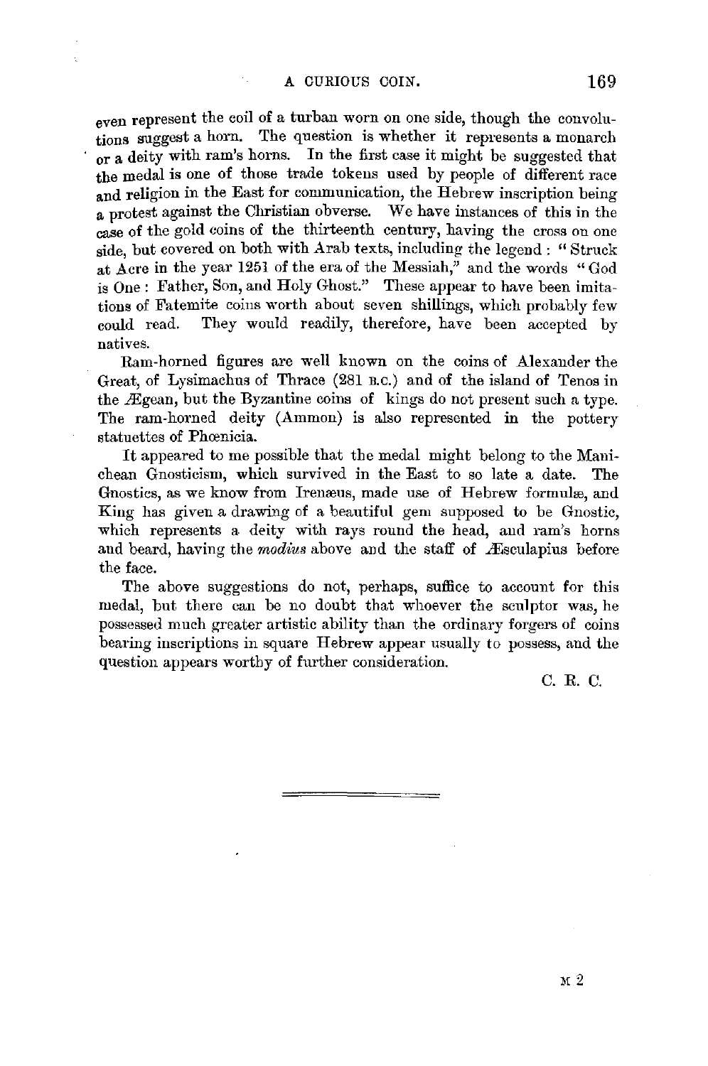even represent the coil of a turban worn on one side, though the convolutions suggest a horn. The question is whether it represents a monarch or a deity with ram's horns. In the first case it might be suggested that the medal is one of those trade tokens used by people of different race and religion in the East for communication, the Hebrew inscription being a protest against the Christian obverse. We have instances of this in the case of the gold coins of the thirteenth century, having the cross on one side, but covered on both with Arab texts, including the legend: "Struck at Acre in the year 1251 of the era of the Messiah," and the words "God is One: Father, Son, and Holy Ghost." These appear to have been imitations of Fatemite coins worth about seven shillings, which probably few could read. They would readily, therefore, have been accepted by natives.

Ram-horned figures are well known on the coins of Alexander the Great, of Lysimachus of Thrace (281 B.C.) and of the island of Tenos in the Ægean, but the Byzantine coins of kings do not present such a type. The ram-horned deity (Ammon) is also represented in the pottery statuettes of Phœnicia.

It appeared to me possible that the medal might belong to the Manichean Gnosticism, which survived in the East to so late a date. The Gnostics, as we know from Irenæus, made use of Hebrew formulæ, and King has given a drawing of a beautiful gem supposed to be Gnostic, which represents a deity with rays round the head, and ram's horns and beard, having the *modius* above and the staff of Æsculapius before the face.

The above suggestions do not, perhaps, suffice to account for this medal, but there can be no doubt that whoever the sculptor was, he possessed much greater artistic ability than the ordinary forgers of coins bearing inscriptions in square Hebrew appear usually to possess, and the question appears worthy of further consideration.

C. R. C.